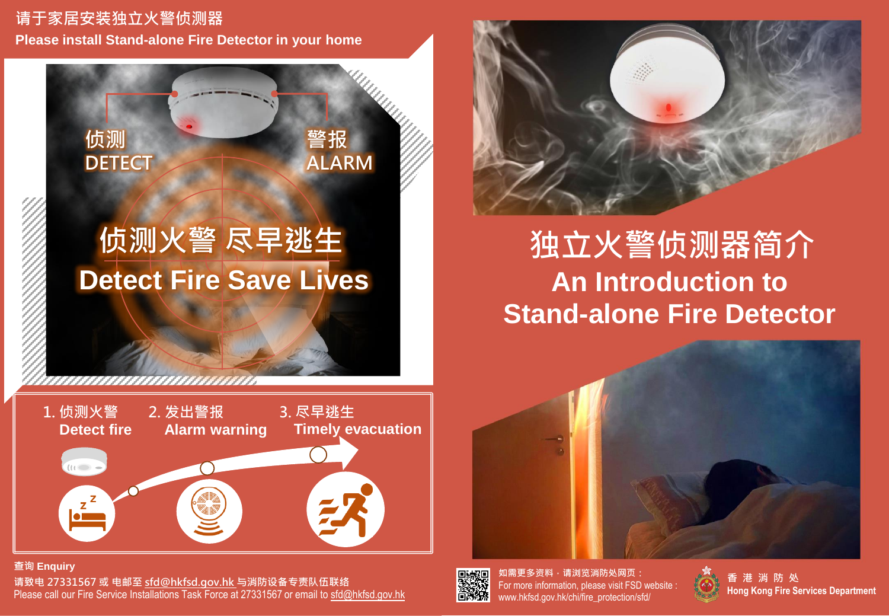请于家居安装独立火警侦测器

Please install Stand-alone Fire Detector in your home

侦测
DETECT

警报
ALARM

## 侦测火警 尽早逃生
## Detect Fire Save Lives

1. 侦测火警
   Detect fire
2. 发出警报
   Alarm warning
3. 尽早逃生
   Timely evacuation

**查询 Enquiry**

请致电 27331567 或 电邮至 sfd@hkfsd.gov.hk 与消防设备专责队伍联络

Please call our Fire Service Installations Task Force at 27331567 or email to sfd@hkfsd.gov.hk

# 独立火警侦测器简介
# An Introduction to Stand-alone Fire Detector

如需更多资料，请浏览消防处网页：
For more information, please visit FSD website :
www.hkfsd.gov.hk/chi/fire_protection/sfd/

香 港 消 防 处
Hong Kong Fire Services Department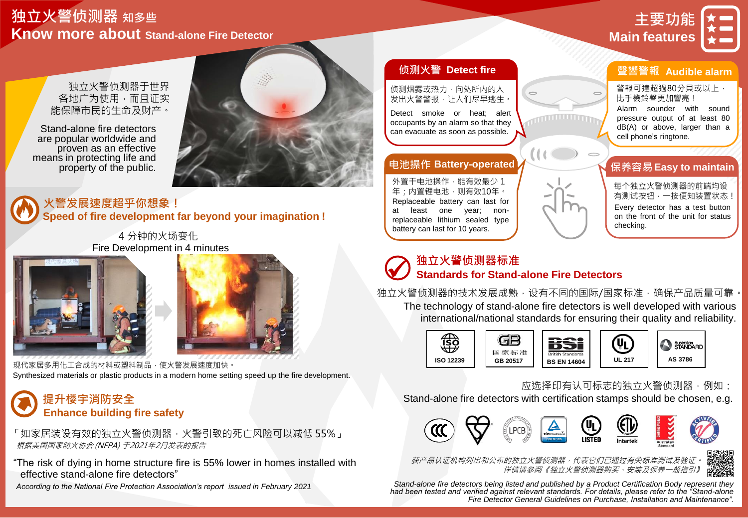# 独立火警侦测器 知多些
# Know more about Stand-alone Fire Detector

独立火警侦测器于世界各地广为使用，而且证实能保障市民的生命及财产。

Stand-alone fire detectors are popular worldwide and proven as an effective means in protecting life and property of the public.

## 火警发展速度超乎你想象！
## Speed of fire development far beyond your imagination !

4 分钟的火场变化
Fire Development in 4 minutes

现代家居多用化工合成的材料或塑料制品，使火警发展速度加快。
Synthesized materials or plastic products in a modern home setting speed up the fire development.

## 提升楼宇消防安全
## Enhance building fire safety

「如家居装设有效的独立火警侦测器，火警引致的死亡风险可以减低 55%」
*根据美国国家防火协会 (NFPA) 于2021年2月发表的报告*

"The risk of dying in home structure fire is 55% lower in homes installed with effective stand-alone fire detectors"
*According to the National Fire Protection Association's report issued in February 2021*

## 主要功能 Main features

### 侦测火警 Detect fire

侦测烟雾或热力，向处所内的人发出火警警报，让人们尽早逃生。

Detect smoke or heat; alert occupants by an alarm so that they can evacuate as soon as possible.

### 聲響警報 Audible alarm

警報可達超過80分貝或以上，比手機鈴聲更加響亮！

Alarm sounder with sound pressure output of at least 80 dB(A) or above, larger than a cell phone's ringtone.

### 电池操作 Battery-operated

外置干电池操作，能有效最少 1 年；内置锂电池，则有效10年。

Replaceable battery can last for at least one year; non-replaceable lithium sealed type battery can last for 10 years.

### 保养容易 Easy to maintain

每个独立火警侦测器的前端均设有测试按钮，一按便知装置状态！

Every detector has a test button on the front of the unit for status checking.

## 独立火警侦测器标准
## Standards for Stand-alone Fire Detectors

独立火警侦测器的技术发展成熟，设有不同的国际/国家标准，确保产品质量可靠。

The technology of stand-alone fire detectors is well developed with various international/national standards for ensuring their quality and reliability.

ISO 12239 | GB 20517 | BS EN 14604 | UL 217 | AS 3786

应选择印有认可标志的独立火警侦测器，例如：

Stand-alone fire detectors with certification stamps should be chosen, e.g.

*获产品认证机构列出和公布的独立火警侦测器，代表它们已通过有关标准测试及验证。详情请参阅《独立火警侦测器购买、安装及保养一般指引》*

*Stand-alone fire detectors being listed and published by a Product Certification Body represent they had been tested and verified against relevant standards. For details, please refer to the "Stand-alone Fire Detector General Guidelines on Purchase, Installation and Maintenance".*